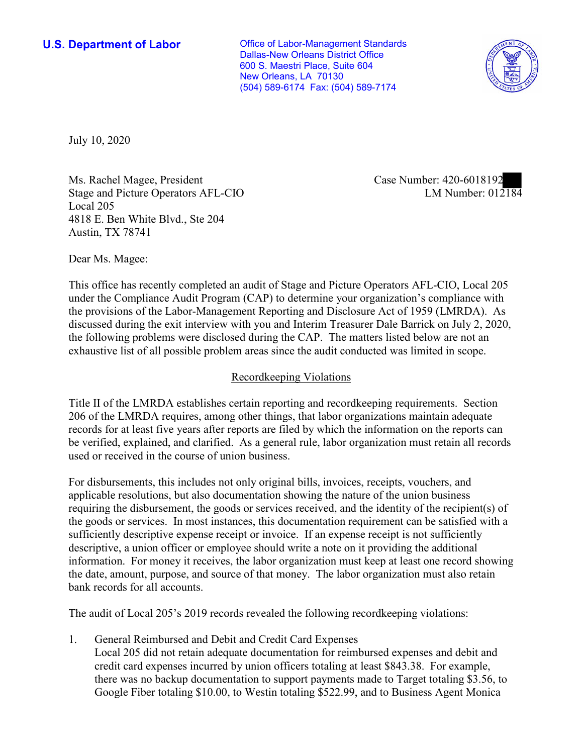**U.S. Department of Labor**

Office of Labor-Management Standards
Dallas-New Orleans District Office
600 S. Maestri Place, Suite 604
New Orleans, LA 70130
(504) 589-6174 Fax: (504) 589-7174

July 10, 2020

Ms. Rachel Magee, President
Stage and Picture Operators AFL-CIO
Local 205
4818 E. Ben White Blvd., Ste 204
Austin, TX 78741

Case Number: 420-6018192
LM Number: 012184

Dear Ms. Magee:

This office has recently completed an audit of Stage and Picture Operators AFL-CIO, Local 205 under the Compliance Audit Program (CAP) to determine your organization's compliance with the provisions of the Labor-Management Reporting and Disclosure Act of 1959 (LMRDA). As discussed during the exit interview with you and Interim Treasurer Dale Barrick on July 2, 2020, the following problems were disclosed during the CAP. The matters listed below are not an exhaustive list of all possible problem areas since the audit conducted was limited in scope.

## Recordkeeping Violations

Title II of the LMRDA establishes certain reporting and recordkeeping requirements. Section 206 of the LMRDA requires, among other things, that labor organizations maintain adequate records for at least five years after reports are filed by which the information on the reports can be verified, explained, and clarified. As a general rule, labor organization must retain all records used or received in the course of union business.

For disbursements, this includes not only original bills, invoices, receipts, vouchers, and applicable resolutions, but also documentation showing the nature of the union business requiring the disbursement, the goods or services received, and the identity of the recipient(s) of the goods or services. In most instances, this documentation requirement can be satisfied with a sufficiently descriptive expense receipt or invoice. If an expense receipt is not sufficiently descriptive, a union officer or employee should write a note on it providing the additional information. For money it receives, the labor organization must keep at least one record showing the date, amount, purpose, and source of that money. The labor organization must also retain bank records for all accounts.

The audit of Local 205's 2019 records revealed the following recordkeeping violations:

1. General Reimbursed and Debit and Credit Card Expenses
   Local 205 did not retain adequate documentation for reimbursed expenses and debit and credit card expenses incurred by union officers totaling at least $843.38. For example, there was no backup documentation to support payments made to Target totaling $3.56, to Google Fiber totaling $10.00, to Westin totaling $522.99, and to Business Agent Monica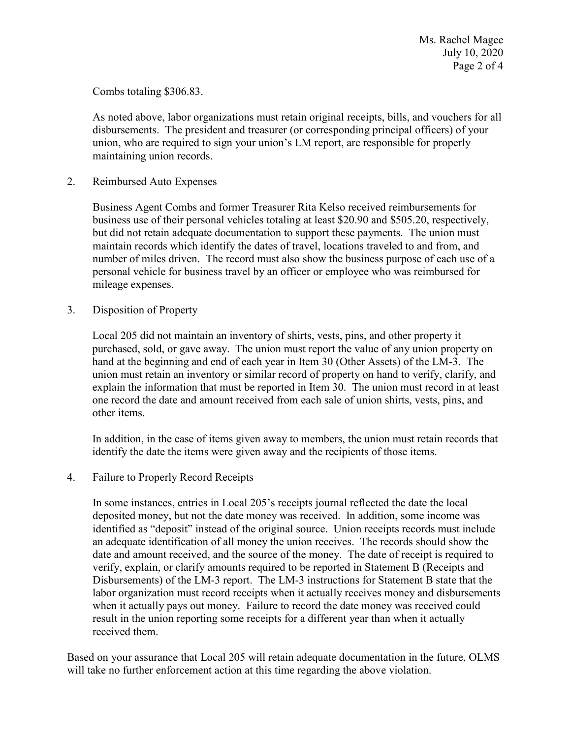Combs totaling $306.83.

As noted above, labor organizations must retain original receipts, bills, and vouchers for all disbursements. The president and treasurer (or corresponding principal officers) of your union, who are required to sign your union's LM report, are responsible for properly maintaining union records.

2. Reimbursed Auto Expenses

   Business Agent Combs and former Treasurer Rita Kelso received reimbursements for business use of their personal vehicles totaling at least $20.90 and $505.20, respectively, but did not retain adequate documentation to support these payments. The union must maintain records which identify the dates of travel, locations traveled to and from, and number of miles driven. The record must also show the business purpose of each use of a personal vehicle for business travel by an officer or employee who was reimbursed for mileage expenses.

3. Disposition of Property

   Local 205 did not maintain an inventory of shirts, vests, pins, and other property it purchased, sold, or gave away. The union must report the value of any union property on hand at the beginning and end of each year in Item 30 (Other Assets) of the LM-3. The union must retain an inventory or similar record of property on hand to verify, clarify, and explain the information that must be reported in Item 30. The union must record in at least one record the date and amount received from each sale of union shirts, vests, pins, and other items.

   In addition, in the case of items given away to members, the union must retain records that identify the date the items were given away and the recipients of those items.

4. Failure to Properly Record Receipts

   In some instances, entries in Local 205's receipts journal reflected the date the local deposited money, but not the date money was received. In addition, some income was identified as "deposit" instead of the original source. Union receipts records must include an adequate identification of all money the union receives. The records should show the date and amount received, and the source of the money. The date of receipt is required to verify, explain, or clarify amounts required to be reported in Statement B (Receipts and Disbursements) of the LM-3 report. The LM-3 instructions for Statement B state that the labor organization must record receipts when it actually receives money and disbursements when it actually pays out money. Failure to record the date money was received could result in the union reporting some receipts for a different year than when it actually received them.

Based on your assurance that Local 205 will retain adequate documentation in the future, OLMS will take no further enforcement action at this time regarding the above violation.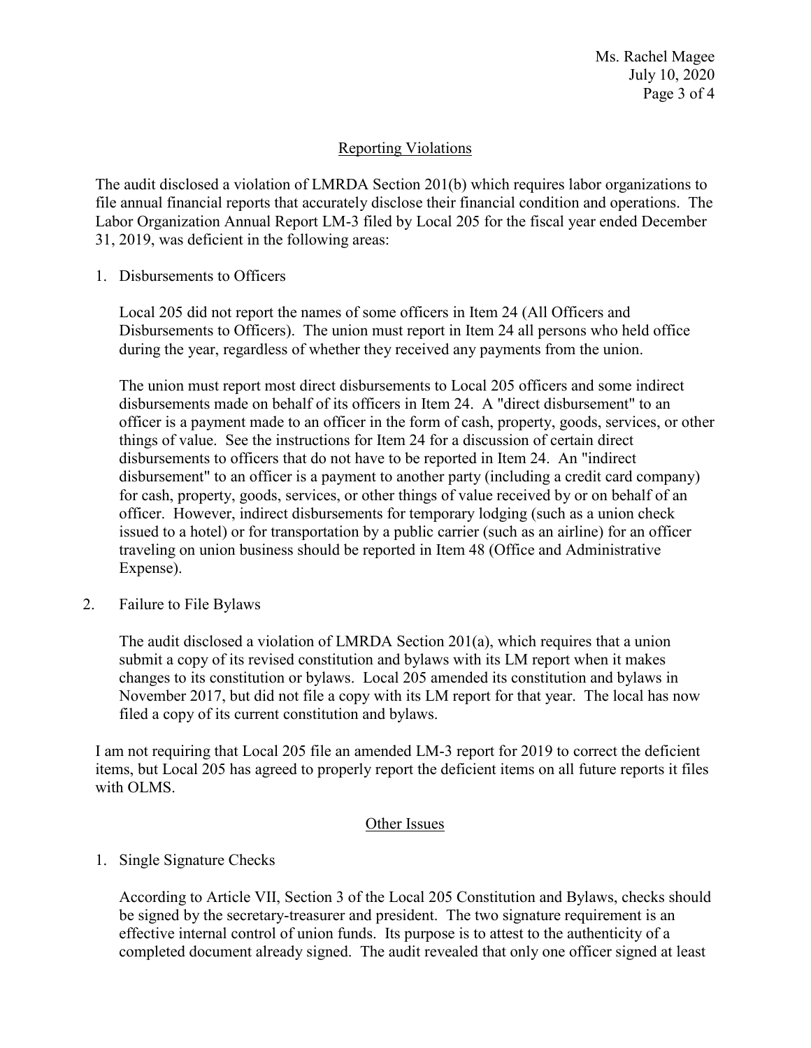## Reporting Violations

The audit disclosed a violation of LMRDA Section 201(b) which requires labor organizations to file annual financial reports that accurately disclose their financial condition and operations. The Labor Organization Annual Report LM-3 filed by Local 205 for the fiscal year ended December 31, 2019, was deficient in the following areas:

1. Disbursements to Officers

   Local 205 did not report the names of some officers in Item 24 (All Officers and Disbursements to Officers). The union must report in Item 24 all persons who held office during the year, regardless of whether they received any payments from the union.

   The union must report most direct disbursements to Local 205 officers and some indirect disbursements made on behalf of its officers in Item 24. A "direct disbursement" to an officer is a payment made to an officer in the form of cash, property, goods, services, or other things of value. See the instructions for Item 24 for a discussion of certain direct disbursements to officers that do not have to be reported in Item 24. An "indirect disbursement" to an officer is a payment to another party (including a credit card company) for cash, property, goods, services, or other things of value received by or on behalf of an officer. However, indirect disbursements for temporary lodging (such as a union check issued to a hotel) or for transportation by a public carrier (such as an airline) for an officer traveling on union business should be reported in Item 48 (Office and Administrative Expense).

2. Failure to File Bylaws

   The audit disclosed a violation of LMRDA Section 201(a), which requires that a union submit a copy of its revised constitution and bylaws with its LM report when it makes changes to its constitution or bylaws. Local 205 amended its constitution and bylaws in November 2017, but did not file a copy with its LM report for that year. The local has now filed a copy of its current constitution and bylaws.

I am not requiring that Local 205 file an amended LM-3 report for 2019 to correct the deficient items, but Local 205 has agreed to properly report the deficient items on all future reports it files with OLMS.

## Other Issues

1. Single Signature Checks

   According to Article VII, Section 3 of the Local 205 Constitution and Bylaws, checks should be signed by the secretary-treasurer and president. The two signature requirement is an effective internal control of union funds. Its purpose is to attest to the authenticity of a completed document already signed. The audit revealed that only one officer signed at least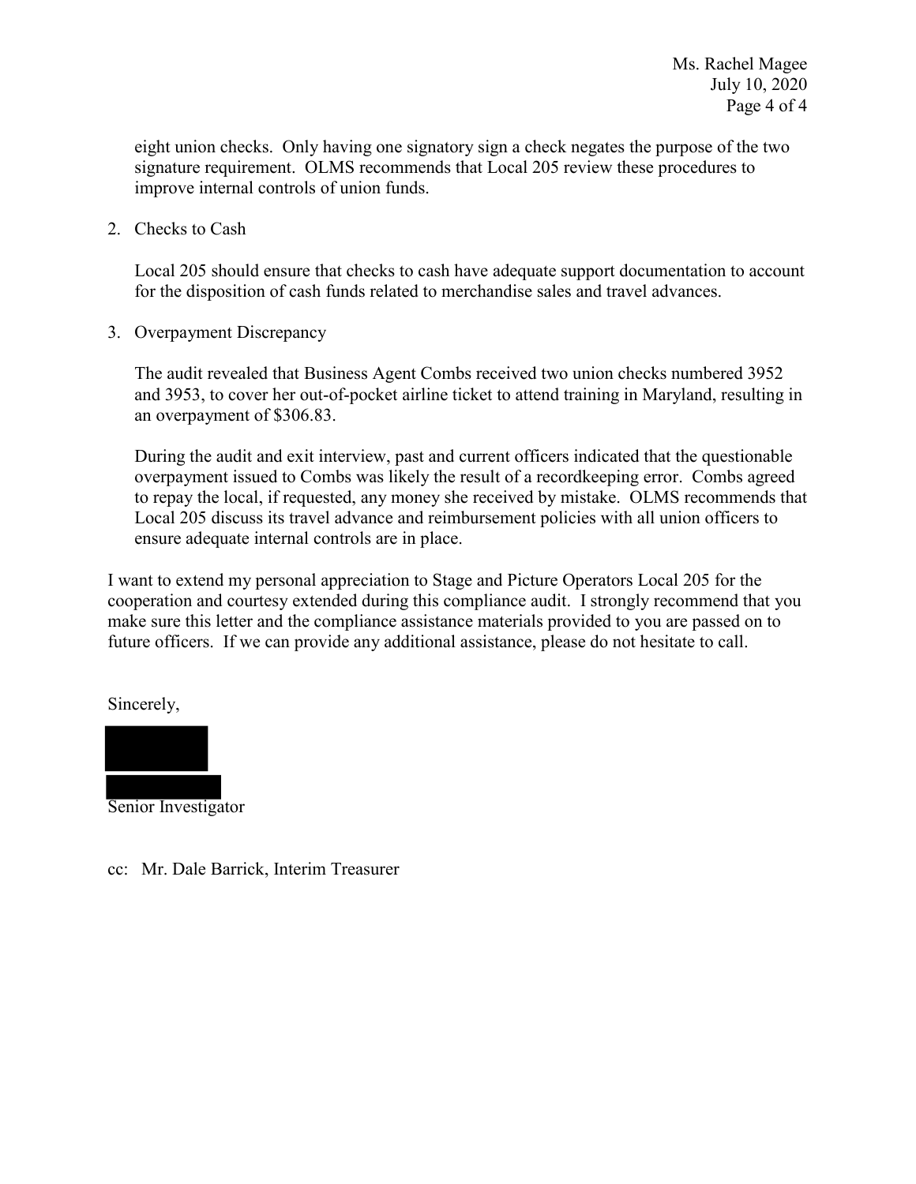eight union checks. Only having one signatory sign a check negates the purpose of the two signature requirement. OLMS recommends that Local 205 review these procedures to improve internal controls of union funds.

2. Checks to Cash

   Local 205 should ensure that checks to cash have adequate support documentation to account for the disposition of cash funds related to merchandise sales and travel advances.

3. Overpayment Discrepancy

   The audit revealed that Business Agent Combs received two union checks numbered 3952 and 3953, to cover her out-of-pocket airline ticket to attend training in Maryland, resulting in an overpayment of $306.83.

   During the audit and exit interview, past and current officers indicated that the questionable overpayment issued to Combs was likely the result of a recordkeeping error. Combs agreed to repay the local, if requested, any money she received by mistake. OLMS recommends that Local 205 discuss its travel advance and reimbursement policies with all union officers to ensure adequate internal controls are in place.

I want to extend my personal appreciation to Stage and Picture Operators Local 205 for the cooperation and courtesy extended during this compliance audit. I strongly recommend that you make sure this letter and the compliance assistance materials provided to you are passed on to future officers. If we can provide any additional assistance, please do not hesitate to call.

Sincerely,

Senior Investigator

cc: Mr. Dale Barrick, Interim Treasurer